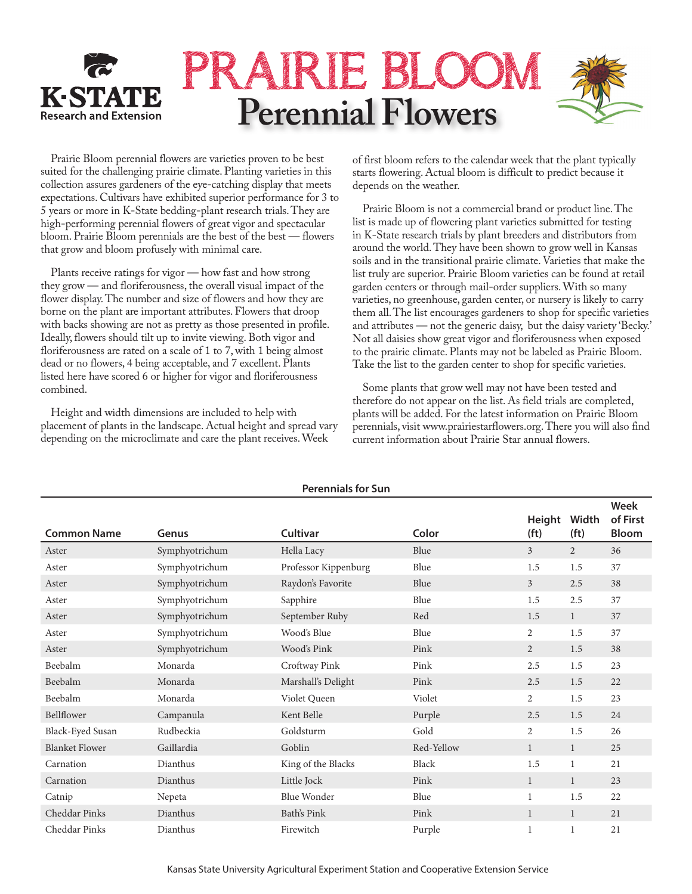K·STATE Research and Extension

# PRAIRIE BLOOM Perennial Flowers

Prairie Bloom perennial flowers are varieties proven to be best suited for the challenging prairie climate. Planting varieties in this collection assures gardeners of the eye-catching display that meets expectations. Cultivars have exhibited superior performance for 3 to 5 years or more in K-State bedding-plant research trials. They are high-performing perennial flowers of great vigor and spectacular bloom. Prairie Bloom perennials are the best of the best — flowers that grow and bloom profusely with minimal care.

Plants receive ratings for vigor — how fast and how strong they grow — and floriferousness, the overall visual impact of the flower display. The number and size of flowers and how they are borne on the plant are important attributes. Flowers that droop with backs showing are not as pretty as those presented in profile. Ideally, flowers should tilt up to invite viewing. Both vigor and floriferousness are rated on a scale of 1 to 7, with 1 being almost dead or no flowers, 4 being acceptable, and 7 excellent. Plants listed here have scored 6 or higher for vigor and floriferousness combined.

Height and width dimensions are included to help with placement of plants in the landscape. Actual height and spread vary depending on the microclimate and care the plant receives. Week of first bloom refers to the calendar week that the plant typically starts flowering. Actual bloom is difficult to predict because it depends on the weather.

Prairie Bloom is not a commercial brand or product line. The list is made up of flowering plant varieties submitted for testing in K-State research trials by plant breeders and distributors from around the world. They have been shown to grow well in Kansas soils and in the transitional prairie climate. Varieties that make the list truly are superior. Prairie Bloom varieties can be found at retail garden centers or through mail-order suppliers. With so many varieties, no greenhouse, garden center, or nursery is likely to carry them all. The list encourages gardeners to shop for specific varieties and attributes — not the generic daisy, but the daisy variety 'Becky.' Not all daisies show great vigor and floriferousness when exposed to the prairie climate. Plants may not be labeled as Prairie Bloom. Take the list to the garden center to shop for specific varieties.

Some plants that grow well may not have been tested and therefore do not appear on the list. As field trials are completed, plants will be added. For the latest information on Prairie Bloom perennials, visit www.prairiestarflowers.org. There you will also find current information about Prairie Star annual flowers.

**Perennials for Sun**

| Common Name | Genus | Cultivar | Color | Height (ft) | Width (ft) | Week of First Bloom |
|---|---|---|---|---|---|---|
| Aster | Symphyotrichum | Hella Lacy | Blue | 3 | 2 | 36 |
| Aster | Symphyotrichum | Professor Kippenburg | Blue | 1.5 | 1.5 | 37 |
| Aster | Symphyotrichum | Raydon's Favorite | Blue | 3 | 2.5 | 38 |
| Aster | Symphyotrichum | Sapphire | Blue | 1.5 | 2.5 | 37 |
| Aster | Symphyotrichum | September Ruby | Red | 1.5 | 1 | 37 |
| Aster | Symphyotrichum | Wood's Blue | Blue | 2 | 1.5 | 37 |
| Aster | Symphyotrichum | Wood's Pink | Pink | 2 | 1.5 | 38 |
| Beebalm | Monarda | Croftway Pink | Pink | 2.5 | 1.5 | 23 |
| Beebalm | Monarda | Marshall's Delight | Pink | 2.5 | 1.5 | 22 |
| Beebalm | Monarda | Violet Queen | Violet | 2 | 1.5 | 23 |
| Bellflower | Campanula | Kent Belle | Purple | 2.5 | 1.5 | 24 |
| Black-Eyed Susan | Rudbeckia | Goldsturm | Gold | 2 | 1.5 | 26 |
| Blanket Flower | Gaillardia | Goblin | Red-Yellow | 1 | 1 | 25 |
| Carnation | Dianthus | King of the Blacks | Black | 1.5 | 1 | 21 |
| Carnation | Dianthus | Little Jock | Pink | 1 | 1 | 23 |
| Catnip | Nepeta | Blue Wonder | Blue | 1 | 1.5 | 22 |
| Cheddar Pinks | Dianthus | Bath's Pink | Pink | 1 | 1 | 21 |
| Cheddar Pinks | Dianthus | Firewitch | Purple | 1 | 1 | 21 |

Kansas State University Agricultural Experiment Station and Cooperative Extension Service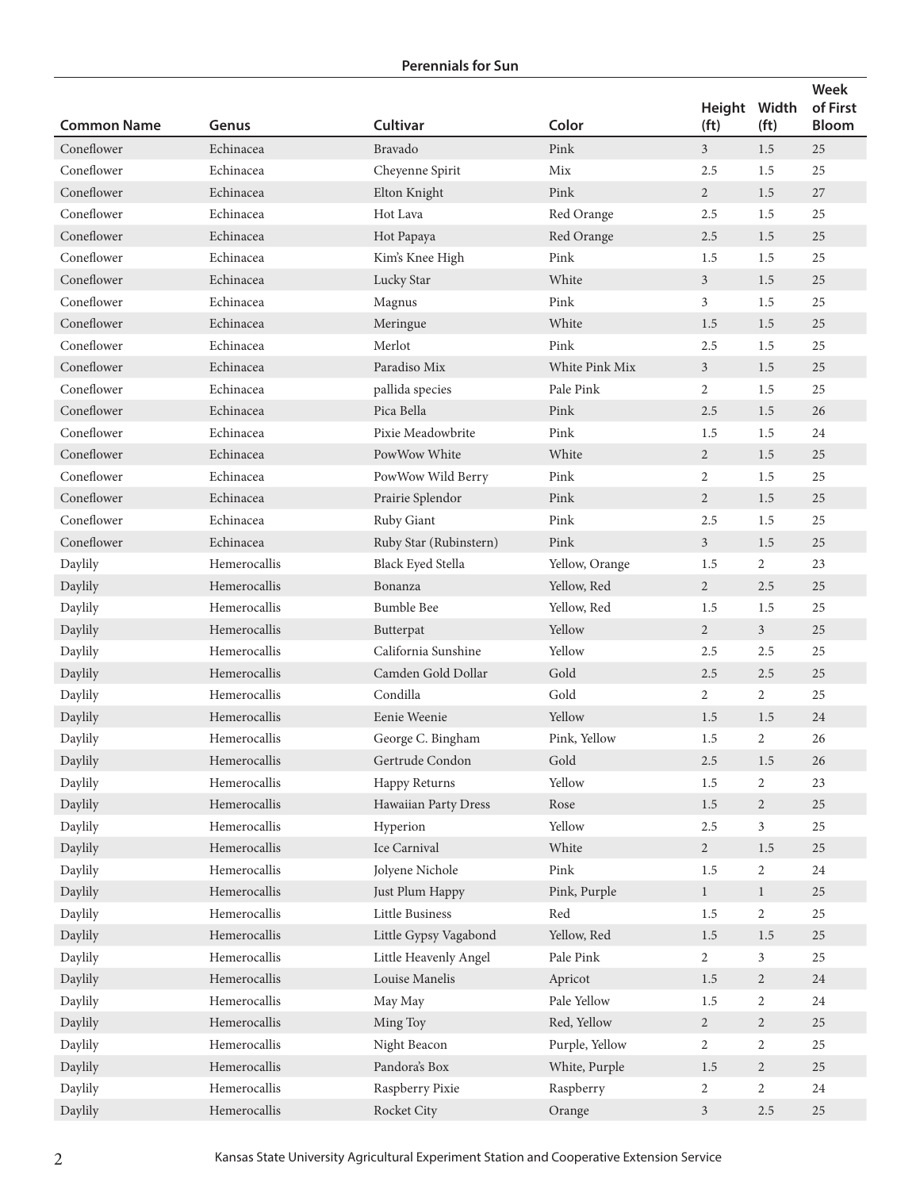**Perennials for Sun**

| Common Name | Genus | Cultivar | Color | Height (ft) | Width (ft) | Week of First Bloom |
|---|---|---|---|---|---|---|
| Coneflower | Echinacea | Bravado | Pink | 3 | 1.5 | 25 |
| Coneflower | Echinacea | Cheyenne Spirit | Mix | 2.5 | 1.5 | 25 |
| Coneflower | Echinacea | Elton Knight | Pink | 2 | 1.5 | 27 |
| Coneflower | Echinacea | Hot Lava | Red Orange | 2.5 | 1.5 | 25 |
| Coneflower | Echinacea | Hot Papaya | Red Orange | 2.5 | 1.5 | 25 |
| Coneflower | Echinacea | Kim's Knee High | Pink | 1.5 | 1.5 | 25 |
| Coneflower | Echinacea | Lucky Star | White | 3 | 1.5 | 25 |
| Coneflower | Echinacea | Magnus | Pink | 3 | 1.5 | 25 |
| Coneflower | Echinacea | Meringue | White | 1.5 | 1.5 | 25 |
| Coneflower | Echinacea | Merlot | Pink | 2.5 | 1.5 | 25 |
| Coneflower | Echinacea | Paradiso Mix | White Pink Mix | 3 | 1.5 | 25 |
| Coneflower | Echinacea | pallida species | Pale Pink | 2 | 1.5 | 25 |
| Coneflower | Echinacea | Pica Bella | Pink | 2.5 | 1.5 | 26 |
| Coneflower | Echinacea | Pixie Meadowbrite | Pink | 1.5 | 1.5 | 24 |
| Coneflower | Echinacea | PowWow White | White | 2 | 1.5 | 25 |
| Coneflower | Echinacea | PowWow Wild Berry | Pink | 2 | 1.5 | 25 |
| Coneflower | Echinacea | Prairie Splendor | Pink | 2 | 1.5 | 25 |
| Coneflower | Echinacea | Ruby Giant | Pink | 2.5 | 1.5 | 25 |
| Coneflower | Echinacea | Ruby Star (Rubinstern) | Pink | 3 | 1.5 | 25 |
| Daylily | Hemerocallis | Black Eyed Stella | Yellow, Orange | 1.5 | 2 | 23 |
| Daylily | Hemerocallis | Bonanza | Yellow, Red | 2 | 2.5 | 25 |
| Daylily | Hemerocallis | Bumble Bee | Yellow, Red | 1.5 | 1.5 | 25 |
| Daylily | Hemerocallis | Butterpat | Yellow | 2 | 3 | 25 |
| Daylily | Hemerocallis | California Sunshine | Yellow | 2.5 | 2.5 | 25 |
| Daylily | Hemerocallis | Camden Gold Dollar | Gold | 2.5 | 2.5 | 25 |
| Daylily | Hemerocallis | Condilla | Gold | 2 | 2 | 25 |
| Daylily | Hemerocallis | Eenie Weenie | Yellow | 1.5 | 1.5 | 24 |
| Daylily | Hemerocallis | George C. Bingham | Pink, Yellow | 1.5 | 2 | 26 |
| Daylily | Hemerocallis | Gertrude Condon | Gold | 2.5 | 1.5 | 26 |
| Daylily | Hemerocallis | Happy Returns | Yellow | 1.5 | 2 | 23 |
| Daylily | Hemerocallis | Hawaiian Party Dress | Rose | 1.5 | 2 | 25 |
| Daylily | Hemerocallis | Hyperion | Yellow | 2.5 | 3 | 25 |
| Daylily | Hemerocallis | Ice Carnival | White | 2 | 1.5 | 25 |
| Daylily | Hemerocallis | Jolyene Nichole | Pink | 1.5 | 2 | 24 |
| Daylily | Hemerocallis | Just Plum Happy | Pink, Purple | 1 | 1 | 25 |
| Daylily | Hemerocallis | Little Business | Red | 1.5 | 2 | 25 |
| Daylily | Hemerocallis | Little Gypsy Vagabond | Yellow, Red | 1.5 | 1.5 | 25 |
| Daylily | Hemerocallis | Little Heavenly Angel | Pale Pink | 2 | 3 | 25 |
| Daylily | Hemerocallis | Louise Manelis | Apricot | 1.5 | 2 | 24 |
| Daylily | Hemerocallis | May May | Pale Yellow | 1.5 | 2 | 24 |
| Daylily | Hemerocallis | Ming Toy | Red, Yellow | 2 | 2 | 25 |
| Daylily | Hemerocallis | Night Beacon | Purple, Yellow | 2 | 2 | 25 |
| Daylily | Hemerocallis | Pandora's Box | White, Purple | 1.5 | 2 | 25 |
| Daylily | Hemerocallis | Raspberry Pixie | Raspberry | 2 | 2 | 24 |
| Daylily | Hemerocallis | Rocket City | Orange | 3 | 2.5 | 25 |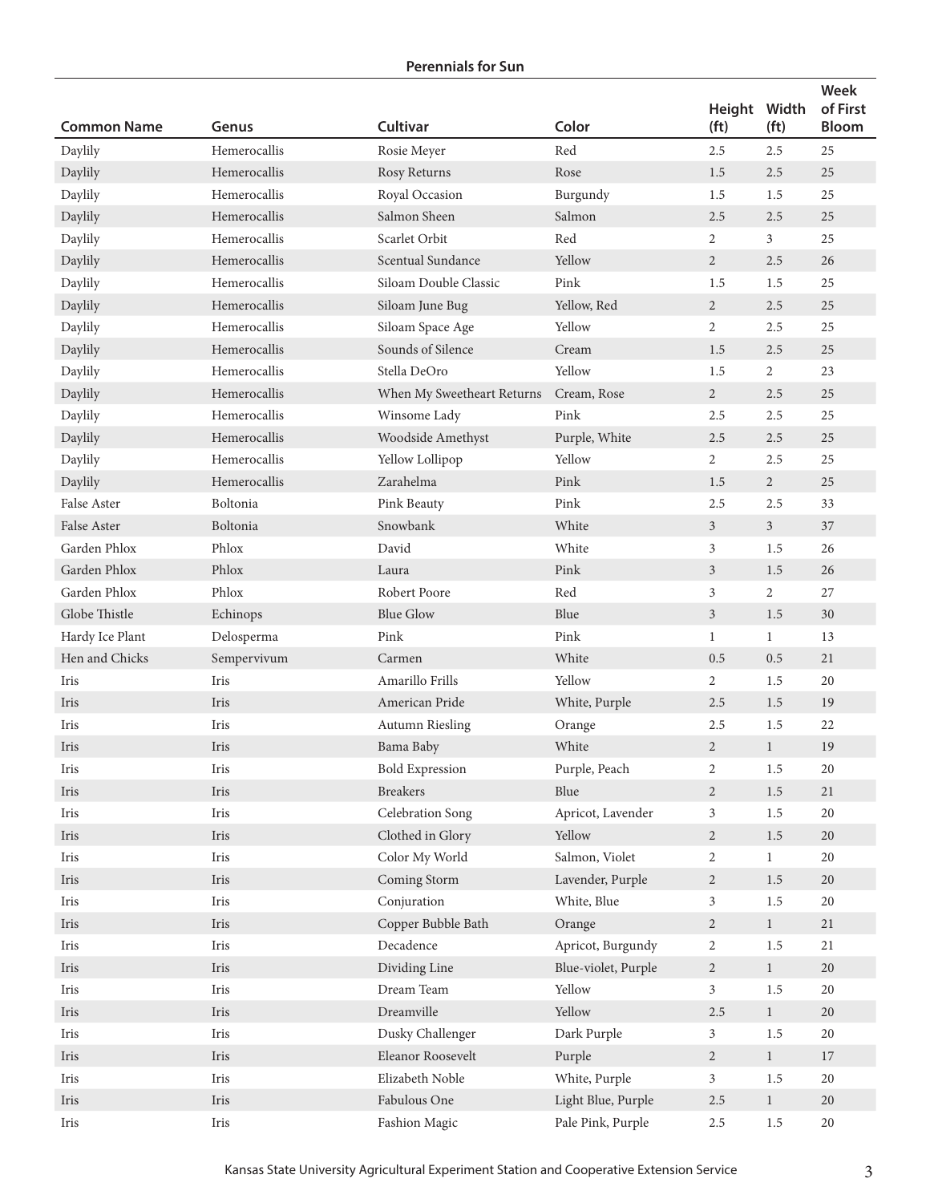**Perennials for Sun**

| Common Name | Genus | Cultivar | Color | Height (ft) | Width (ft) | Week of First Bloom |
|---|---|---|---|---|---|---|
| Daylily | Hemerocallis | Rosie Meyer | Red | 2.5 | 2.5 | 25 |
| Daylily | Hemerocallis | Rosy Returns | Rose | 1.5 | 2.5 | 25 |
| Daylily | Hemerocallis | Royal Occasion | Burgundy | 1.5 | 1.5 | 25 |
| Daylily | Hemerocallis | Salmon Sheen | Salmon | 2.5 | 2.5 | 25 |
| Daylily | Hemerocallis | Scarlet Orbit | Red | 2 | 3 | 25 |
| Daylily | Hemerocallis | Scentual Sundance | Yellow | 2 | 2.5 | 26 |
| Daylily | Hemerocallis | Siloam Double Classic | Pink | 1.5 | 1.5 | 25 |
| Daylily | Hemerocallis | Siloam June Bug | Yellow, Red | 2 | 2.5 | 25 |
| Daylily | Hemerocallis | Siloam Space Age | Yellow | 2 | 2.5 | 25 |
| Daylily | Hemerocallis | Sounds of Silence | Cream | 1.5 | 2.5 | 25 |
| Daylily | Hemerocallis | Stella DeOro | Yellow | 1.5 | 2 | 23 |
| Daylily | Hemerocallis | When My Sweetheart Returns | Cream, Rose | 2 | 2.5 | 25 |
| Daylily | Hemerocallis | Winsome Lady | Pink | 2.5 | 2.5 | 25 |
| Daylily | Hemerocallis | Woodside Amethyst | Purple, White | 2.5 | 2.5 | 25 |
| Daylily | Hemerocallis | Yellow Lollipop | Yellow | 2 | 2.5 | 25 |
| Daylily | Hemerocallis | Zarahelma | Pink | 1.5 | 2 | 25 |
| False Aster | Boltonia | Pink Beauty | Pink | 2.5 | 2.5 | 33 |
| False Aster | Boltonia | Snowbank | White | 3 | 3 | 37 |
| Garden Phlox | Phlox | David | White | 3 | 1.5 | 26 |
| Garden Phlox | Phlox | Laura | Pink | 3 | 1.5 | 26 |
| Garden Phlox | Phlox | Robert Poore | Red | 3 | 2 | 27 |
| Globe Thistle | Echinops | Blue Glow | Blue | 3 | 1.5 | 30 |
| Hardy Ice Plant | Delosperma | Pink | Pink | 1 | 1 | 13 |
| Hen and Chicks | Sempervivum | Carmen | White | 0.5 | 0.5 | 21 |
| Iris | Iris | Amarillo Frills | Yellow | 2 | 1.5 | 20 |
| Iris | Iris | American Pride | White, Purple | 2.5 | 1.5 | 19 |
| Iris | Iris | Autumn Riesling | Orange | 2.5 | 1.5 | 22 |
| Iris | Iris | Bama Baby | White | 2 | 1 | 19 |
| Iris | Iris | Bold Expression | Purple, Peach | 2 | 1.5 | 20 |
| Iris | Iris | Breakers | Blue | 2 | 1.5 | 21 |
| Iris | Iris | Celebration Song | Apricot, Lavender | 3 | 1.5 | 20 |
| Iris | Iris | Clothed in Glory | Yellow | 2 | 1.5 | 20 |
| Iris | Iris | Color My World | Salmon, Violet | 2 | 1 | 20 |
| Iris | Iris | Coming Storm | Lavender, Purple | 2 | 1.5 | 20 |
| Iris | Iris | Conjuration | White, Blue | 3 | 1.5 | 20 |
| Iris | Iris | Copper Bubble Bath | Orange | 2 | 1 | 21 |
| Iris | Iris | Decadence | Apricot, Burgundy | 2 | 1.5 | 21 |
| Iris | Iris | Dividing Line | Blue-violet, Purple | 2 | 1 | 20 |
| Iris | Iris | Dream Team | Yellow | 3 | 1.5 | 20 |
| Iris | Iris | Dreamville | Yellow | 2.5 | 1 | 20 |
| Iris | Iris | Dusky Challenger | Dark Purple | 3 | 1.5 | 20 |
| Iris | Iris | Eleanor Roosevelt | Purple | 2 | 1 | 17 |
| Iris | Iris | Elizabeth Noble | White, Purple | 3 | 1.5 | 20 |
| Iris | Iris | Fabulous One | Light Blue, Purple | 2.5 | 1 | 20 |
| Iris | Iris | Fashion Magic | Pale Pink, Purple | 2.5 | 1.5 | 20 |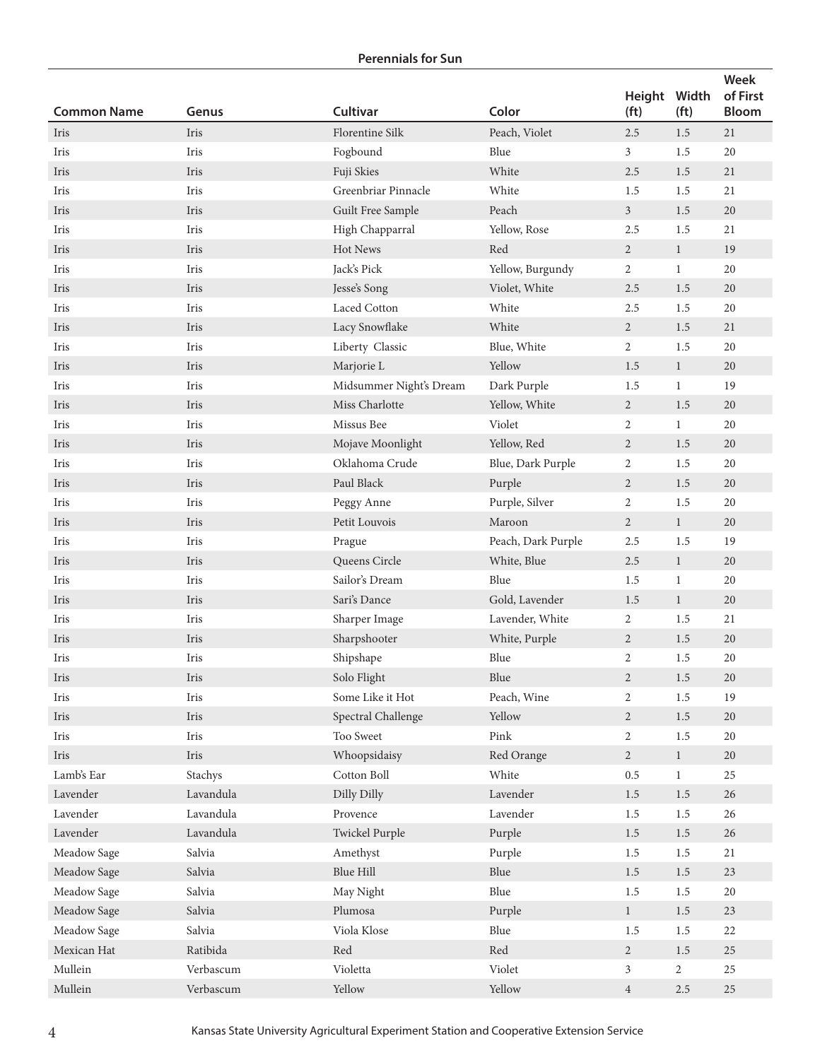**Perennials for Sun**

| Common Name | Genus | Cultivar | Color | Height (ft) | Width (ft) | Week of First Bloom |
|---|---|---|---|---|---|---|
| Iris | Iris | Florentine Silk | Peach, Violet | 2.5 | 1.5 | 21 |
| Iris | Iris | Fogbound | Blue | 3 | 1.5 | 20 |
| Iris | Iris | Fuji Skies | White | 2.5 | 1.5 | 21 |
| Iris | Iris | Greenbriar Pinnacle | White | 1.5 | 1.5 | 21 |
| Iris | Iris | Guilt Free Sample | Peach | 3 | 1.5 | 20 |
| Iris | Iris | High Chapparral | Yellow, Rose | 2.5 | 1.5 | 21 |
| Iris | Iris | Hot News | Red | 2 | 1 | 19 |
| Iris | Iris | Jack's Pick | Yellow, Burgundy | 2 | 1 | 20 |
| Iris | Iris | Jesse's Song | Violet, White | 2.5 | 1.5 | 20 |
| Iris | Iris | Laced Cotton | White | 2.5 | 1.5 | 20 |
| Iris | Iris | Lacy Snowflake | White | 2 | 1.5 | 21 |
| Iris | Iris | Liberty Classic | Blue, White | 2 | 1.5 | 20 |
| Iris | Iris | Marjorie L | Yellow | 1.5 | 1 | 20 |
| Iris | Iris | Midsummer Night's Dream | Dark Purple | 1.5 | 1 | 19 |
| Iris | Iris | Miss Charlotte | Yellow, White | 2 | 1.5 | 20 |
| Iris | Iris | Missus Bee | Violet | 2 | 1 | 20 |
| Iris | Iris | Mojave Moonlight | Yellow, Red | 2 | 1.5 | 20 |
| Iris | Iris | Oklahoma Crude | Blue, Dark Purple | 2 | 1.5 | 20 |
| Iris | Iris | Paul Black | Purple | 2 | 1.5 | 20 |
| Iris | Iris | Peggy Anne | Purple, Silver | 2 | 1.5 | 20 |
| Iris | Iris | Petit Louvois | Maroon | 2 | 1 | 20 |
| Iris | Iris | Prague | Peach, Dark Purple | 2.5 | 1.5 | 19 |
| Iris | Iris | Queens Circle | White, Blue | 2.5 | 1 | 20 |
| Iris | Iris | Sailor's Dream | Blue | 1.5 | 1 | 20 |
| Iris | Iris | Sari's Dance | Gold, Lavender | 1.5 | 1 | 20 |
| Iris | Iris | Sharper Image | Lavender, White | 2 | 1.5 | 21 |
| Iris | Iris | Sharpshooter | White, Purple | 2 | 1.5 | 20 |
| Iris | Iris | Shipshape | Blue | 2 | 1.5 | 20 |
| Iris | Iris | Solo Flight | Blue | 2 | 1.5 | 20 |
| Iris | Iris | Some Like it Hot | Peach, Wine | 2 | 1.5 | 19 |
| Iris | Iris | Spectral Challenge | Yellow | 2 | 1.5 | 20 |
| Iris | Iris | Too Sweet | Pink | 2 | 1.5 | 20 |
| Iris | Iris | Whoopsidaisy | Red Orange | 2 | 1 | 20 |
| Lamb's Ear | Stachys | Cotton Boll | White | 0.5 | 1 | 25 |
| Lavender | Lavandula | Dilly Dilly | Lavender | 1.5 | 1.5 | 26 |
| Lavender | Lavandula | Provence | Lavender | 1.5 | 1.5 | 26 |
| Lavender | Lavandula | Twickel Purple | Purple | 1.5 | 1.5 | 26 |
| Meadow Sage | Salvia | Amethyst | Purple | 1.5 | 1.5 | 21 |
| Meadow Sage | Salvia | Blue Hill | Blue | 1.5 | 1.5 | 23 |
| Meadow Sage | Salvia | May Night | Blue | 1.5 | 1.5 | 20 |
| Meadow Sage | Salvia | Plumosa | Purple | 1 | 1.5 | 23 |
| Meadow Sage | Salvia | Viola Klose | Blue | 1.5 | 1.5 | 22 |
| Mexican Hat | Ratibida | Red | Red | 2 | 1.5 | 25 |
| Mullein | Verbascum | Violetta | Violet | 3 | 2 | 25 |
| Mullein | Verbascum | Yellow | Yellow | 4 | 2.5 | 25 |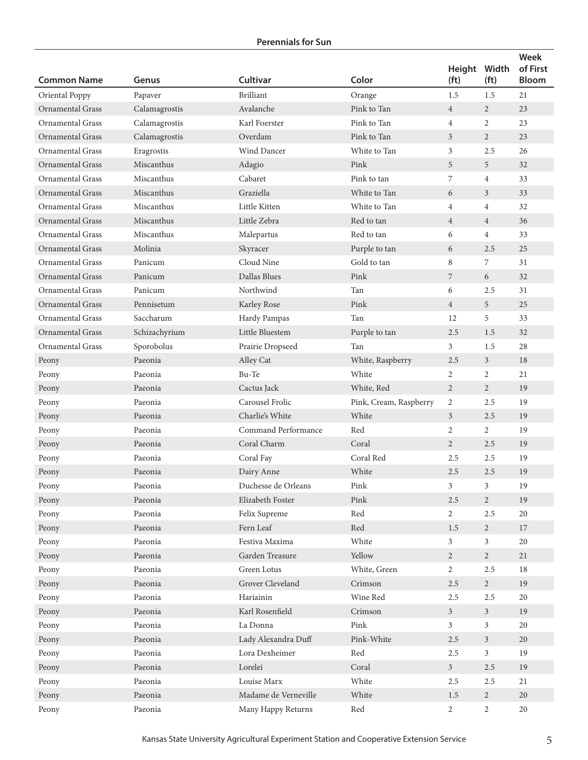## Perennials for Sun

| Common Name | Genus | Cultivar | Color | Height (ft) | Width (ft) | Week of First Bloom |
|---|---|---|---|---|---|---|
| Oriental Poppy | Papaver | Brilliant | Orange | 1.5 | 1.5 | 21 |
| Ornamental Grass | Calamagrostis | Avalanche | Pink to Tan | 4 | 2 | 23 |
| Ornamental Grass | Calamagrostis | Karl Foerster | Pink to Tan | 4 | 2 | 23 |
| Ornamental Grass | Calamagrostis | Overdam | Pink to Tan | 3 | 2 | 23 |
| Ornamental Grass | Eragrostis | Wind Dancer | White to Tan | 3 | 2.5 | 26 |
| Ornamental Grass | Miscanthus | Adagio | Pink | 5 | 5 | 32 |
| Ornamental Grass | Miscanthus | Cabaret | Pink to tan | 7 | 4 | 33 |
| Ornamental Grass | Miscanthus | Graziella | White to Tan | 6 | 3 | 33 |
| Ornamental Grass | Miscanthus | Little Kitten | White to Tan | 4 | 4 | 32 |
| Ornamental Grass | Miscanthus | Little Zebra | Red to tan | 4 | 4 | 36 |
| Ornamental Grass | Miscanthus | Malepartus | Red to tan | 6 | 4 | 33 |
| Ornamental Grass | Molinia | Skyracer | Purple to tan | 6 | 2.5 | 25 |
| Ornamental Grass | Panicum | Cloud Nine | Gold to tan | 8 | 7 | 31 |
| Ornamental Grass | Panicum | Dallas Blues | Pink | 7 | 6 | 32 |
| Ornamental Grass | Panicum | Northwind | Tan | 6 | 2.5 | 31 |
| Ornamental Grass | Pennisetum | Karley Rose | Pink | 4 | 5 | 25 |
| Ornamental Grass | Saccharum | Hardy Pampas | Tan | 12 | 5 | 33 |
| Ornamental Grass | Schizachyrium | Little Bluestem | Purple to tan | 2.5 | 1.5 | 32 |
| Ornamental Grass | Sporobolus | Prairie Dropseed | Tan | 3 | 1.5 | 28 |
| Peony | Paeonia | Alley Cat | White, Raspberry | 2.5 | 3 | 18 |
| Peony | Paeonia | Bu-Te | White | 2 | 2 | 21 |
| Peony | Paeonia | Cactus Jack | White, Red | 2 | 2 | 19 |
| Peony | Paeonia | Carousel Frolic | Pink, Cream, Raspberry | 2 | 2.5 | 19 |
| Peony | Paeonia | Charlie's White | White | 3 | 2.5 | 19 |
| Peony | Paeonia | Command Performance | Red | 2 | 2 | 19 |
| Peony | Paeonia | Coral Charm | Coral | 2 | 2.5 | 19 |
| Peony | Paeonia | Coral Fay | Coral Red | 2.5 | 2.5 | 19 |
| Peony | Paeonia | Dairy Anne | White | 2.5 | 2.5 | 19 |
| Peony | Paeonia | Duchesse de Orleans | Pink | 3 | 3 | 19 |
| Peony | Paeonia | Elizabeth Foster | Pink | 2.5 | 2 | 19 |
| Peony | Paeonia | Felix Supreme | Red | 2 | 2.5 | 20 |
| Peony | Paeonia | Fern Leaf | Red | 1.5 | 2 | 17 |
| Peony | Paeonia | Festiva Maxima | White | 3 | 3 | 20 |
| Peony | Paeonia | Garden Treasure | Yellow | 2 | 2 | 21 |
| Peony | Paeonia | Green Lotus | White, Green | 2 | 2.5 | 18 |
| Peony | Paeonia | Grover Cleveland | Crimson | 2.5 | 2 | 19 |
| Peony | Paeonia | Hariainin | Wine Red | 2.5 | 2.5 | 20 |
| Peony | Paeonia | Karl Rosenfield | Crimson | 3 | 3 | 19 |
| Peony | Paeonia | La Donna | Pink | 3 | 3 | 20 |
| Peony | Paeonia | Lady Alexandra Duff | Pink-White | 2.5 | 3 | 20 |
| Peony | Paeonia | Lora Dexheimer | Red | 2.5 | 3 | 19 |
| Peony | Paeonia | Lorelei | Coral | 3 | 2.5 | 19 |
| Peony | Paeonia | Louise Marx | White | 2.5 | 2.5 | 21 |
| Peony | Paeonia | Madame de Verneville | White | 1.5 | 2 | 20 |
| Peony | Paeonia | Many Happy Returns | Red | 2 | 2 | 20 |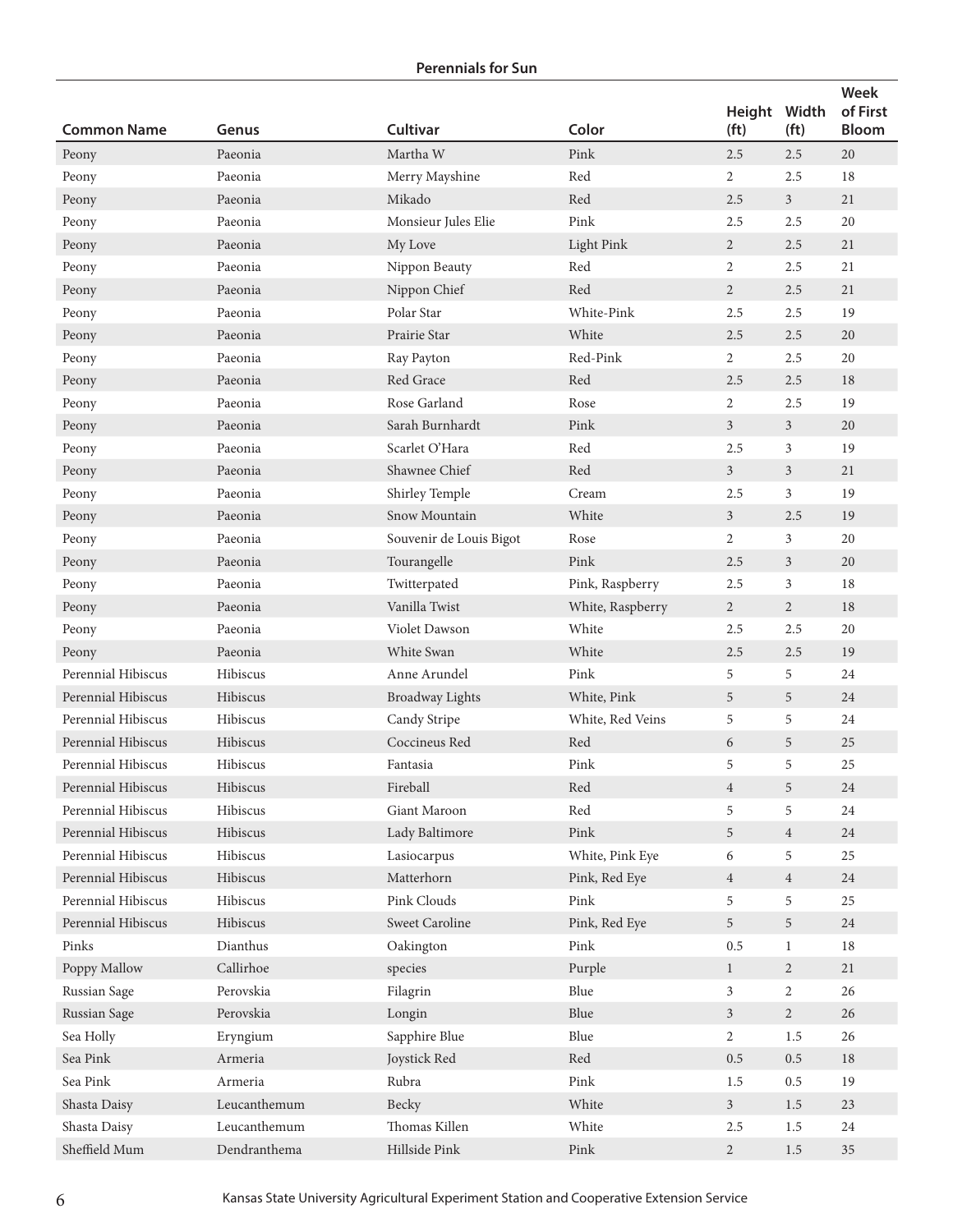## Perennials for Sun

| Common Name | Genus | Cultivar | Color | Height (ft) | Width (ft) | Week of First Bloom |
|---|---|---|---|---|---|---|
| Peony | Paeonia | Martha W | Pink | 2.5 | 2.5 | 20 |
| Peony | Paeonia | Merry Mayshine | Red | 2 | 2.5 | 18 |
| Peony | Paeonia | Mikado | Red | 2.5 | 3 | 21 |
| Peony | Paeonia | Monsieur Jules Elie | Pink | 2.5 | 2.5 | 20 |
| Peony | Paeonia | My Love | Light Pink | 2 | 2.5 | 21 |
| Peony | Paeonia | Nippon Beauty | Red | 2 | 2.5 | 21 |
| Peony | Paeonia | Nippon Chief | Red | 2 | 2.5 | 21 |
| Peony | Paeonia | Polar Star | White-Pink | 2.5 | 2.5 | 19 |
| Peony | Paeonia | Prairie Star | White | 2.5 | 2.5 | 20 |
| Peony | Paeonia | Ray Payton | Red-Pink | 2 | 2.5 | 20 |
| Peony | Paeonia | Red Grace | Red | 2.5 | 2.5 | 18 |
| Peony | Paeonia | Rose Garland | Rose | 2 | 2.5 | 19 |
| Peony | Paeonia | Sarah Burnhardt | Pink | 3 | 3 | 20 |
| Peony | Paeonia | Scarlet O'Hara | Red | 2.5 | 3 | 19 |
| Peony | Paeonia | Shawnee Chief | Red | 3 | 3 | 21 |
| Peony | Paeonia | Shirley Temple | Cream | 2.5 | 3 | 19 |
| Peony | Paeonia | Snow Mountain | White | 3 | 2.5 | 19 |
| Peony | Paeonia | Souvenir de Louis Bigot | Rose | 2 | 3 | 20 |
| Peony | Paeonia | Tourangelle | Pink | 2.5 | 3 | 20 |
| Peony | Paeonia | Twitterpated | Pink, Raspberry | 2.5 | 3 | 18 |
| Peony | Paeonia | Vanilla Twist | White, Raspberry | 2 | 2 | 18 |
| Peony | Paeonia | Violet Dawson | White | 2.5 | 2.5 | 20 |
| Peony | Paeonia | White Swan | White | 2.5 | 2.5 | 19 |
| Perennial Hibiscus | Hibiscus | Anne Arundel | Pink | 5 | 5 | 24 |
| Perennial Hibiscus | Hibiscus | Broadway Lights | White, Pink | 5 | 5 | 24 |
| Perennial Hibiscus | Hibiscus | Candy Stripe | White, Red Veins | 5 | 5 | 24 |
| Perennial Hibiscus | Hibiscus | Coccineus Red | Red | 6 | 5 | 25 |
| Perennial Hibiscus | Hibiscus | Fantasia | Pink | 5 | 5 | 25 |
| Perennial Hibiscus | Hibiscus | Fireball | Red | 4 | 5 | 24 |
| Perennial Hibiscus | Hibiscus | Giant Maroon | Red | 5 | 5 | 24 |
| Perennial Hibiscus | Hibiscus | Lady Baltimore | Pink | 5 | 4 | 24 |
| Perennial Hibiscus | Hibiscus | Lasiocarpus | White, Pink Eye | 6 | 5 | 25 |
| Perennial Hibiscus | Hibiscus | Matterhorn | Pink, Red Eye | 4 | 4 | 24 |
| Perennial Hibiscus | Hibiscus | Pink Clouds | Pink | 5 | 5 | 25 |
| Perennial Hibiscus | Hibiscus | Sweet Caroline | Pink, Red Eye | 5 | 5 | 24 |
| Pinks | Dianthus | Oakington | Pink | 0.5 | 1 | 18 |
| Poppy Mallow | Callirhoe | species | Purple | 1 | 2 | 21 |
| Russian Sage | Perovskia | Filagrin | Blue | 3 | 2 | 26 |
| Russian Sage | Perovskia | Longin | Blue | 3 | 2 | 26 |
| Sea Holly | Eryngium | Sapphire Blue | Blue | 2 | 1.5 | 26 |
| Sea Pink | Armeria | Joystick Red | Red | 0.5 | 0.5 | 18 |
| Sea Pink | Armeria | Rubra | Pink | 1.5 | 0.5 | 19 |
| Shasta Daisy | Leucanthemum | Becky | White | 3 | 1.5 | 23 |
| Shasta Daisy | Leucanthemum | Thomas Killen | White | 2.5 | 1.5 | 24 |
| Sheffield Mum | Dendranthema | Hillside Pink | Pink | 2 | 1.5 | 35 |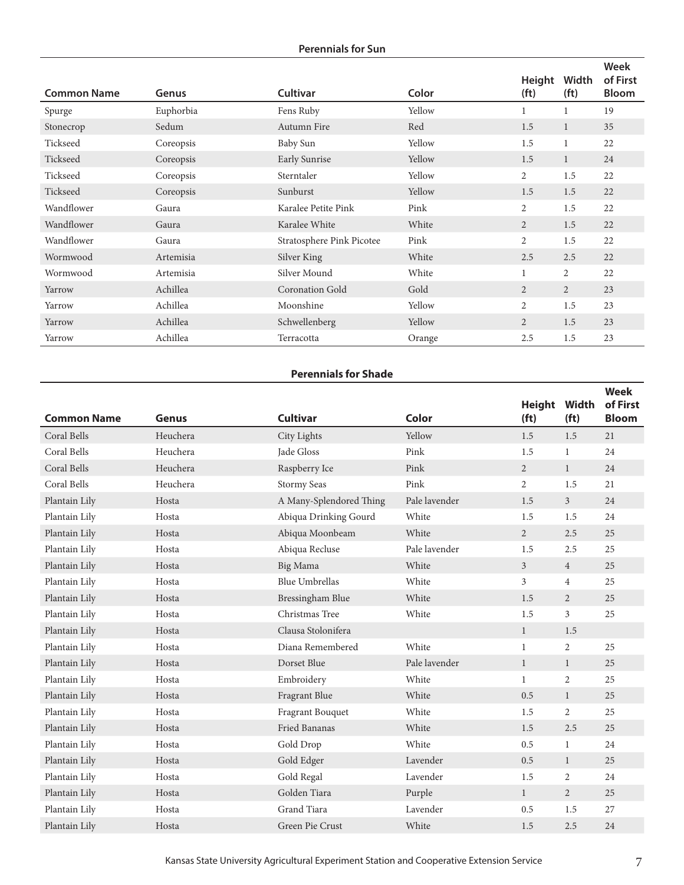**Perennials for Sun**

| Common Name | Genus | Cultivar | Color | Height (ft) | Width (ft) | Week of First Bloom |
|---|---|---|---|---|---|---|
| Spurge | Euphorbia | Fens Ruby | Yellow | 1 | 1 | 19 |
| Stonecrop | Sedum | Autumn Fire | Red | 1.5 | 1 | 35 |
| Tickseed | Coreopsis | Baby Sun | Yellow | 1.5 | 1 | 22 |
| Tickseed | Coreopsis | Early Sunrise | Yellow | 1.5 | 1 | 24 |
| Tickseed | Coreopsis | Sterntaler | Yellow | 2 | 1.5 | 22 |
| Tickseed | Coreopsis | Sunburst | Yellow | 1.5 | 1.5 | 22 |
| Wandflower | Gaura | Karalee Petite Pink | Pink | 2 | 1.5 | 22 |
| Wandflower | Gaura | Karalee White | White | 2 | 1.5 | 22 |
| Wandflower | Gaura | Stratosphere Pink Picotee | Pink | 2 | 1.5 | 22 |
| Wormwood | Artemisia | Silver King | White | 2.5 | 2.5 | 22 |
| Wormwood | Artemisia | Silver Mound | White | 1 | 2 | 22 |
| Yarrow | Achillea | Coronation Gold | Gold | 2 | 2 | 23 |
| Yarrow | Achillea | Moonshine | Yellow | 2 | 1.5 | 23 |
| Yarrow | Achillea | Schwellenberg | Yellow | 2 | 1.5 | 23 |
| Yarrow | Achillea | Terracotta | Orange | 2.5 | 1.5 | 23 |

**Perennials for Shade**

| Common Name | Genus | Cultivar | Color | Height (ft) | Width (ft) | Week of First Bloom |
|---|---|---|---|---|---|---|
| Coral Bells | Heuchera | City Lights | Yellow | 1.5 | 1.5 | 21 |
| Coral Bells | Heuchera | Jade Gloss | Pink | 1.5 | 1 | 24 |
| Coral Bells | Heuchera | Raspberry Ice | Pink | 2 | 1 | 24 |
| Coral Bells | Heuchera | Stormy Seas | Pink | 2 | 1.5 | 21 |
| Plantain Lily | Hosta | A Many-Splendored Thing | Pale lavender | 1.5 | 3 | 24 |
| Plantain Lily | Hosta | Abiqua Drinking Gourd | White | 1.5 | 1.5 | 24 |
| Plantain Lily | Hosta | Abiqua Moonbeam | White | 2 | 2.5 | 25 |
| Plantain Lily | Hosta | Abiqua Recluse | Pale lavender | 1.5 | 2.5 | 25 |
| Plantain Lily | Hosta | Big Mama | White | 3 | 4 | 25 |
| Plantain Lily | Hosta | Blue Umbrellas | White | 3 | 4 | 25 |
| Plantain Lily | Hosta | Bressingham Blue | White | 1.5 | 2 | 25 |
| Plantain Lily | Hosta | Christmas Tree | White | 1.5 | 3 | 25 |
| Plantain Lily | Hosta | Clausa Stolonifera | | 1 | 1.5 | |
| Plantain Lily | Hosta | Diana Remembered | White | 1 | 2 | 25 |
| Plantain Lily | Hosta | Dorset Blue | Pale lavender | 1 | 1 | 25 |
| Plantain Lily | Hosta | Embroidery | White | 1 | 2 | 25 |
| Plantain Lily | Hosta | Fragrant Blue | White | 0.5 | 1 | 25 |
| Plantain Lily | Hosta | Fragrant Bouquet | White | 1.5 | 2 | 25 |
| Plantain Lily | Hosta | Fried Bananas | White | 1.5 | 2.5 | 25 |
| Plantain Lily | Hosta | Gold Drop | White | 0.5 | 1 | 24 |
| Plantain Lily | Hosta | Gold Edger | Lavender | 0.5 | 1 | 25 |
| Plantain Lily | Hosta | Gold Regal | Lavender | 1.5 | 2 | 24 |
| Plantain Lily | Hosta | Golden Tiara | Purple | 1 | 2 | 25 |
| Plantain Lily | Hosta | Grand Tiara | Lavender | 0.5 | 1.5 | 27 |
| Plantain Lily | Hosta | Green Pie Crust | White | 1.5 | 2.5 | 24 |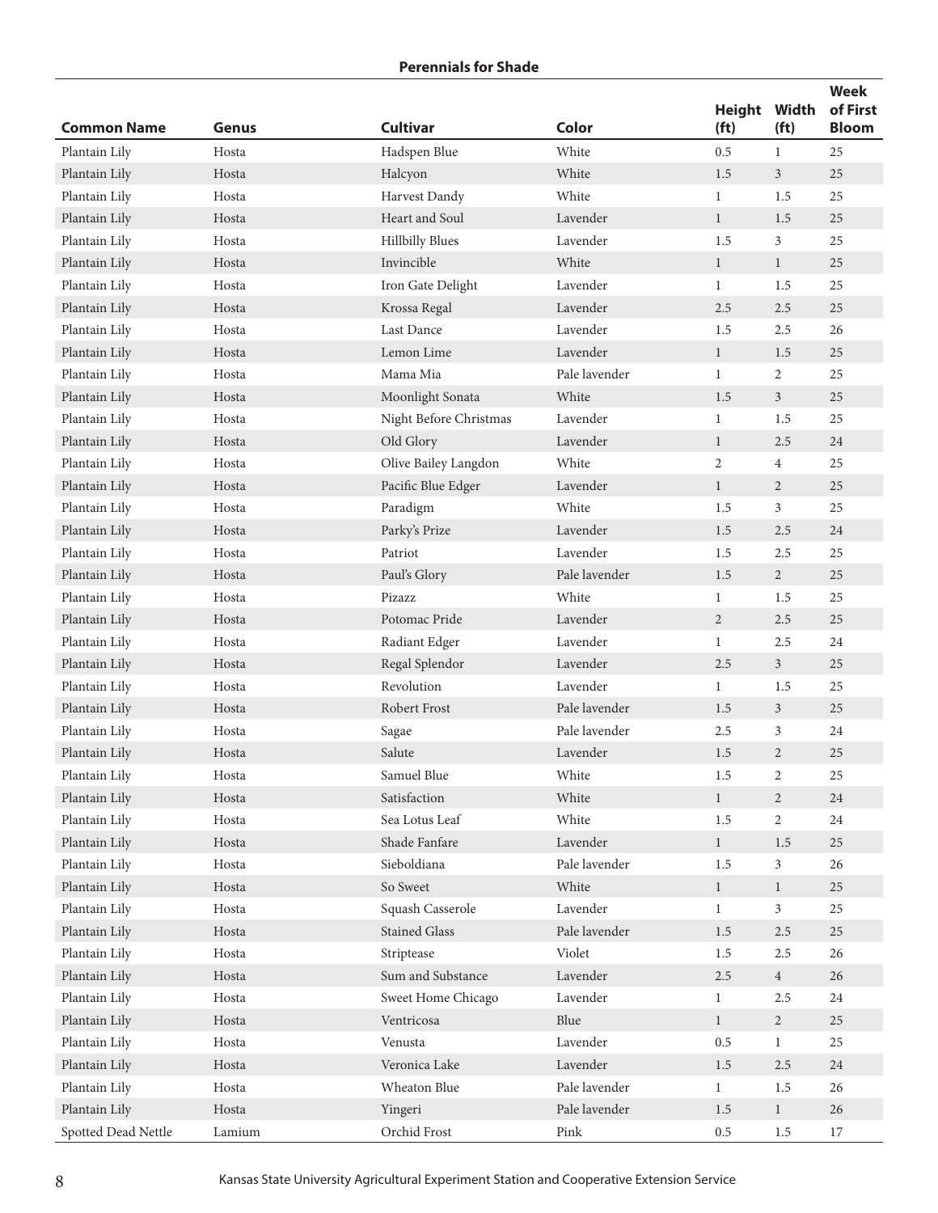**Perennials for Shade**

| Common Name | Genus | Cultivar | Color | Height (ft) | Width (ft) | Week of First Bloom |
|---|---|---|---|---|---|---|
| Plantain Lily | Hosta | Hadspen Blue | White | 0.5 | 1 | 25 |
| Plantain Lily | Hosta | Halcyon | White | 1.5 | 3 | 25 |
| Plantain Lily | Hosta | Harvest Dandy | White | 1 | 1.5 | 25 |
| Plantain Lily | Hosta | Heart and Soul | Lavender | 1 | 1.5 | 25 |
| Plantain Lily | Hosta | Hillbilly Blues | Lavender | 1.5 | 3 | 25 |
| Plantain Lily | Hosta | Invincible | White | 1 | 1 | 25 |
| Plantain Lily | Hosta | Iron Gate Delight | Lavender | 1 | 1.5 | 25 |
| Plantain Lily | Hosta | Krossa Regal | Lavender | 2.5 | 2.5 | 25 |
| Plantain Lily | Hosta | Last Dance | Lavender | 1.5 | 2.5 | 26 |
| Plantain Lily | Hosta | Lemon Lime | Lavender | 1 | 1.5 | 25 |
| Plantain Lily | Hosta | Mama Mia | Pale lavender | 1 | 2 | 25 |
| Plantain Lily | Hosta | Moonlight Sonata | White | 1.5 | 3 | 25 |
| Plantain Lily | Hosta | Night Before Christmas | Lavender | 1 | 1.5 | 25 |
| Plantain Lily | Hosta | Old Glory | Lavender | 1 | 2.5 | 24 |
| Plantain Lily | Hosta | Olive Bailey Langdon | White | 2 | 4 | 25 |
| Plantain Lily | Hosta | Pacific Blue Edger | Lavender | 1 | 2 | 25 |
| Plantain Lily | Hosta | Paradigm | White | 1.5 | 3 | 25 |
| Plantain Lily | Hosta | Parky's Prize | Lavender | 1.5 | 2.5 | 24 |
| Plantain Lily | Hosta | Patriot | Lavender | 1.5 | 2.5 | 25 |
| Plantain Lily | Hosta | Paul's Glory | Pale lavender | 1.5 | 2 | 25 |
| Plantain Lily | Hosta | Pizazz | White | 1 | 1.5 | 25 |
| Plantain Lily | Hosta | Potomac Pride | Lavender | 2 | 2.5 | 25 |
| Plantain Lily | Hosta | Radiant Edger | Lavender | 1 | 2.5 | 24 |
| Plantain Lily | Hosta | Regal Splendor | Lavender | 2.5 | 3 | 25 |
| Plantain Lily | Hosta | Revolution | Lavender | 1 | 1.5 | 25 |
| Plantain Lily | Hosta | Robert Frost | Pale lavender | 1.5 | 3 | 25 |
| Plantain Lily | Hosta | Sagae | Pale lavender | 2.5 | 3 | 24 |
| Plantain Lily | Hosta | Salute | Lavender | 1.5 | 2 | 25 |
| Plantain Lily | Hosta | Samuel Blue | White | 1.5 | 2 | 25 |
| Plantain Lily | Hosta | Satisfaction | White | 1 | 2 | 24 |
| Plantain Lily | Hosta | Sea Lotus Leaf | White | 1.5 | 2 | 24 |
| Plantain Lily | Hosta | Shade Fanfare | Lavender | 1 | 1.5 | 25 |
| Plantain Lily | Hosta | Sieboldiana | Pale lavender | 1.5 | 3 | 26 |
| Plantain Lily | Hosta | So Sweet | White | 1 | 1 | 25 |
| Plantain Lily | Hosta | Squash Casserole | Lavender | 1 | 3 | 25 |
| Plantain Lily | Hosta | Stained Glass | Pale lavender | 1.5 | 2.5 | 25 |
| Plantain Lily | Hosta | Striptease | Violet | 1.5 | 2.5 | 26 |
| Plantain Lily | Hosta | Sum and Substance | Lavender | 2.5 | 4 | 26 |
| Plantain Lily | Hosta | Sweet Home Chicago | Lavender | 1 | 2.5 | 24 |
| Plantain Lily | Hosta | Ventricosa | Blue | 1 | 2 | 25 |
| Plantain Lily | Hosta | Venusta | Lavender | 0.5 | 1 | 25 |
| Plantain Lily | Hosta | Veronica Lake | Lavender | 1.5 | 2.5 | 24 |
| Plantain Lily | Hosta | Wheaton Blue | Pale lavender | 1 | 1.5 | 26 |
| Plantain Lily | Hosta | Yingeri | Pale lavender | 1.5 | 1 | 26 |
| Spotted Dead Nettle | Lamium | Orchid Frost | Pink | 0.5 | 1.5 | 17 |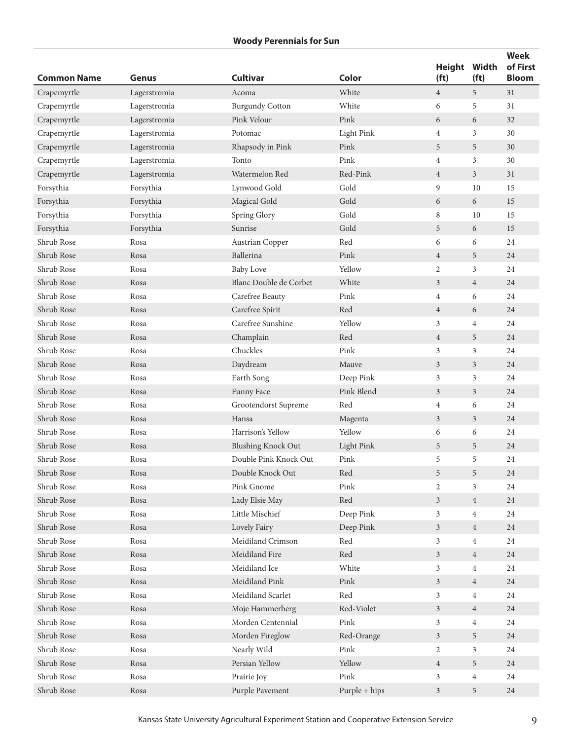**Woody Perennials for Sun**

| Common Name | Genus | Cultivar | Color | Height (ft) | Width (ft) | Week of First Bloom |
|---|---|---|---|---|---|---|
| Crapemyrtle | Lagerstromia | Acoma | White | 4 | 5 | 31 |
| Crapemyrtle | Lagerstromia | Burgundy Cotton | White | 6 | 5 | 31 |
| Crapemyrtle | Lagerstromia | Pink Velour | Pink | 6 | 6 | 32 |
| Crapemyrtle | Lagerstromia | Potomac | Light Pink | 4 | 3 | 30 |
| Crapemyrtle | Lagerstromia | Rhapsody in Pink | Pink | 5 | 5 | 30 |
| Crapemyrtle | Lagerstromia | Tonto | Pink | 4 | 3 | 30 |
| Crapemyrtle | Lagerstromia | Watermelon Red | Red-Pink | 4 | 3 | 31 |
| Forsythia | Forsythia | Lynwood Gold | Gold | 9 | 10 | 15 |
| Forsythia | Forsythia | Magical Gold | Gold | 6 | 6 | 15 |
| Forsythia | Forsythia | Spring Glory | Gold | 8 | 10 | 15 |
| Forsythia | Forsythia | Sunrise | Gold | 5 | 6 | 15 |
| Shrub Rose | Rosa | Austrian Copper | Red | 6 | 6 | 24 |
| Shrub Rose | Rosa | Ballerina | Pink | 4 | 5 | 24 |
| Shrub Rose | Rosa | Baby Love | Yellow | 2 | 3 | 24 |
| Shrub Rose | Rosa | Blanc Double de Corbet | White | 3 | 4 | 24 |
| Shrub Rose | Rosa | Carefree Beauty | Pink | 4 | 6 | 24 |
| Shrub Rose | Rosa | Carefree Spirit | Red | 4 | 6 | 24 |
| Shrub Rose | Rosa | Carefree Sunshine | Yellow | 3 | 4 | 24 |
| Shrub Rose | Rosa | Champlain | Red | 4 | 5 | 24 |
| Shrub Rose | Rosa | Chuckles | Pink | 3 | 3 | 24 |
| Shrub Rose | Rosa | Daydream | Mauve | 3 | 3 | 24 |
| Shrub Rose | Rosa | Earth Song | Deep Pink | 3 | 3 | 24 |
| Shrub Rose | Rosa | Funny Face | Pink Blend | 3 | 3 | 24 |
| Shrub Rose | Rosa | Grootendorst Supreme | Red | 4 | 6 | 24 |
| Shrub Rose | Rosa | Hansa | Magenta | 3 | 3 | 24 |
| Shrub Rose | Rosa | Harrison's Yellow | Yellow | 6 | 6 | 24 |
| Shrub Rose | Rosa | Blushing Knock Out | Light Pink | 5 | 5 | 24 |
| Shrub Rose | Rosa | Double Pink Knock Out | Pink | 5 | 5 | 24 |
| Shrub Rose | Rosa | Double Knock Out | Red | 5 | 5 | 24 |
| Shrub Rose | Rosa | Pink Gnome | Pink | 2 | 3 | 24 |
| Shrub Rose | Rosa | Lady Elsie May | Red | 3 | 4 | 24 |
| Shrub Rose | Rosa | Little Mischief | Deep Pink | 3 | 4 | 24 |
| Shrub Rose | Rosa | Lovely Fairy | Deep Pink | 3 | 4 | 24 |
| Shrub Rose | Rosa | Meidiland Crimson | Red | 3 | 4 | 24 |
| Shrub Rose | Rosa | Meidiland Fire | Red | 3 | 4 | 24 |
| Shrub Rose | Rosa | Meidiland Ice | White | 3 | 4 | 24 |
| Shrub Rose | Rosa | Meidiland Pink | Pink | 3 | 4 | 24 |
| Shrub Rose | Rosa | Meidiland Scarlet | Red | 3 | 4 | 24 |
| Shrub Rose | Rosa | Moje Hammerberg | Red-Violet | 3 | 4 | 24 |
| Shrub Rose | Rosa | Morden Centennial | Pink | 3 | 4 | 24 |
| Shrub Rose | Rosa | Morden Fireglow | Red-Orange | 3 | 5 | 24 |
| Shrub Rose | Rosa | Nearly Wild | Pink | 2 | 3 | 24 |
| Shrub Rose | Rosa | Persian Yellow | Yellow | 4 | 5 | 24 |
| Shrub Rose | Rosa | Prairie Joy | Pink | 3 | 4 | 24 |
| Shrub Rose | Rosa | Purple Pavement | Purple + hips | 3 | 5 | 24 |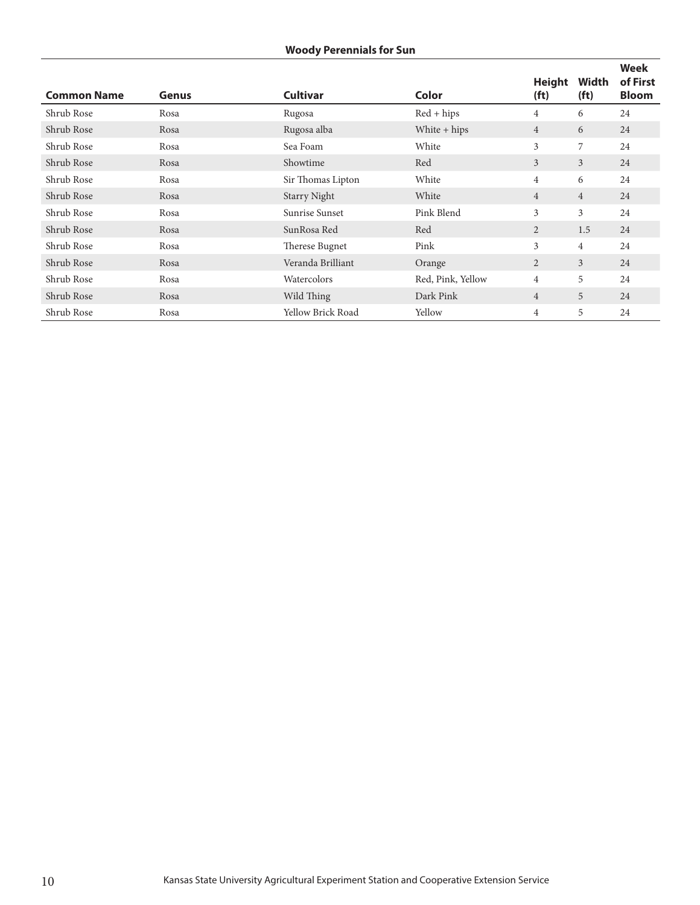**Woody Perennials for Sun**

| Common Name | Genus | Cultivar | Color | Height (ft) | Width (ft) | Week of First Bloom |
|---|---|---|---|---|---|---|
| Shrub Rose | Rosa | Rugosa | Red + hips | 4 | 6 | 24 |
| Shrub Rose | Rosa | Rugosa alba | White + hips | 4 | 6 | 24 |
| Shrub Rose | Rosa | Sea Foam | White | 3 | 7 | 24 |
| Shrub Rose | Rosa | Showtime | Red | 3 | 3 | 24 |
| Shrub Rose | Rosa | Sir Thomas Lipton | White | 4 | 6 | 24 |
| Shrub Rose | Rosa | Starry Night | White | 4 | 4 | 24 |
| Shrub Rose | Rosa | Sunrise Sunset | Pink Blend | 3 | 3 | 24 |
| Shrub Rose | Rosa | SunRosa Red | Red | 2 | 1.5 | 24 |
| Shrub Rose | Rosa | Therese Bugnet | Pink | 3 | 4 | 24 |
| Shrub Rose | Rosa | Veranda Brilliant | Orange | 2 | 3 | 24 |
| Shrub Rose | Rosa | Watercolors | Red, Pink, Yellow | 4 | 5 | 24 |
| Shrub Rose | Rosa | Wild Thing | Dark Pink | 4 | 5 | 24 |
| Shrub Rose | Rosa | Yellow Brick Road | Yellow | 4 | 5 | 24 |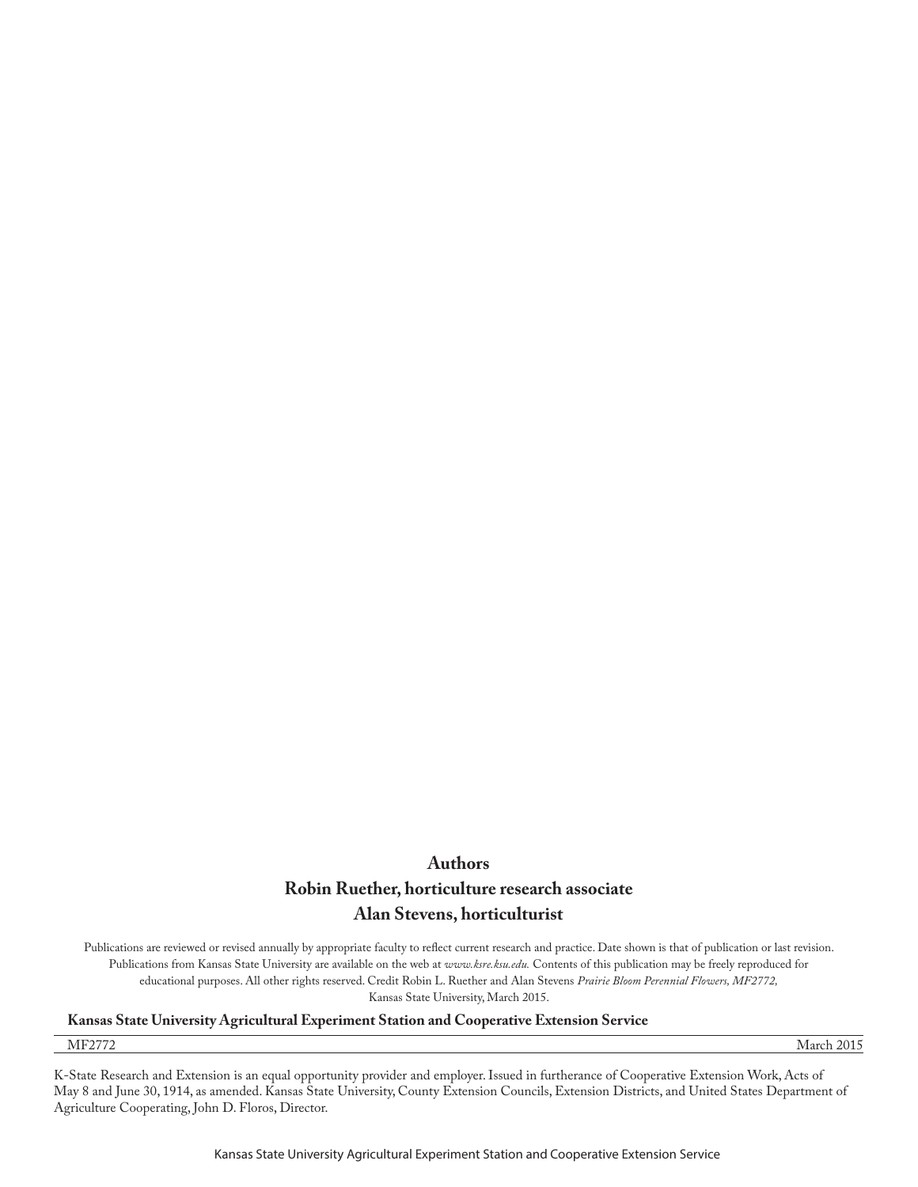## Authors

**Robin Ruether, horticulture research associate**

**Alan Stevens, horticulturist**

Publications are reviewed or revised annually by appropriate faculty to reflect current research and practice. Date shown is that of publication or last revision. Publications from Kansas State University are available on the web at *www.ksre.ksu.edu.* Contents of this publication may be freely reproduced for educational purposes. All other rights reserved. Credit Robin L. Ruether and Alan Stevens *Prairie Bloom Perennial Flowers, MF2772,* Kansas State University, March 2015.

**Kansas State University Agricultural Experiment Station and Cooperative Extension Service**

MF2772 March 2015

K-State Research and Extension is an equal opportunity provider and employer. Issued in furtherance of Cooperative Extension Work, Acts of May 8 and June 30, 1914, as amended. Kansas State University, County Extension Councils, Extension Districts, and United States Department of Agriculture Cooperating, John D. Floros, Director.